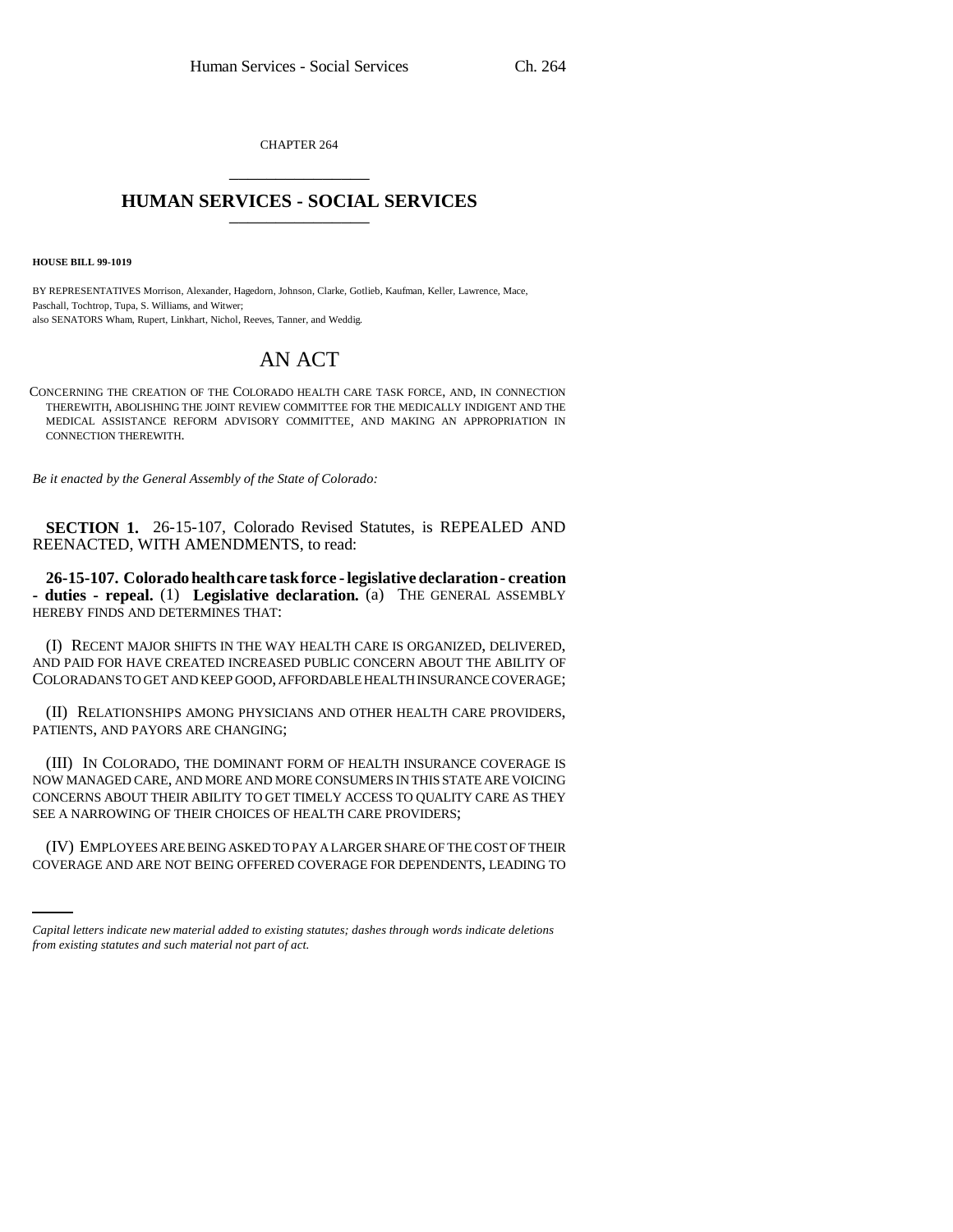CHAPTER 264

# HUMAN SERVICES - SOCIAL SERVICES

**HOUSE BILL 99-1019**

BY REPRESENTATIVES Morrison, Alexander, Hagedorn, Johnson, Clarke, Gotlieb, Kaufman, Keller, Lawrence, Mace, Paschall, Tochtrop, Tupa, S. Williams, and Witwer;
also SENATORS Wham, Rupert, Linkhart, Nichol, Reeves, Tanner, and Weddig.

# AN ACT

CONCERNING THE CREATION OF THE COLORADO HEALTH CARE TASK FORCE, AND, IN CONNECTION THEREWITH, ABOLISHING THE JOINT REVIEW COMMITTEE FOR THE MEDICALLY INDIGENT AND THE MEDICAL ASSISTANCE REFORM ADVISORY COMMITTEE, AND MAKING AN APPROPRIATION IN CONNECTION THEREWITH.

*Be it enacted by the General Assembly of the State of Colorado:*

**SECTION 1.** 26-15-107, Colorado Revised Statutes, is REPEALED AND REENACTED, WITH AMENDMENTS, to read:

**26-15-107. Colorado health care task force - legislative declaration - creation - duties - repeal.** (1) **Legislative declaration.** (a) THE GENERAL ASSEMBLY HEREBY FINDS AND DETERMINES THAT:

(I) RECENT MAJOR SHIFTS IN THE WAY HEALTH CARE IS ORGANIZED, DELIVERED, AND PAID FOR HAVE CREATED INCREASED PUBLIC CONCERN ABOUT THE ABILITY OF COLORADANS TO GET AND KEEP GOOD, AFFORDABLE HEALTH INSURANCE COVERAGE;

(II) RELATIONSHIPS AMONG PHYSICIANS AND OTHER HEALTH CARE PROVIDERS, PATIENTS, AND PAYORS ARE CHANGING;

(III) IN COLORADO, THE DOMINANT FORM OF HEALTH INSURANCE COVERAGE IS NOW MANAGED CARE, AND MORE AND MORE CONSUMERS IN THIS STATE ARE VOICING CONCERNS ABOUT THEIR ABILITY TO GET TIMELY ACCESS TO QUALITY CARE AS THEY SEE A NARROWING OF THEIR CHOICES OF HEALTH CARE PROVIDERS;

(IV) EMPLOYEES ARE BEING ASKED TO PAY A LARGER SHARE OF THE COST OF THEIR COVERAGE AND ARE NOT BEING OFFERED COVERAGE FOR DEPENDENTS, LEADING TO

*Capital letters indicate new material added to existing statutes; dashes through words indicate deletions from existing statutes and such material not part of act.*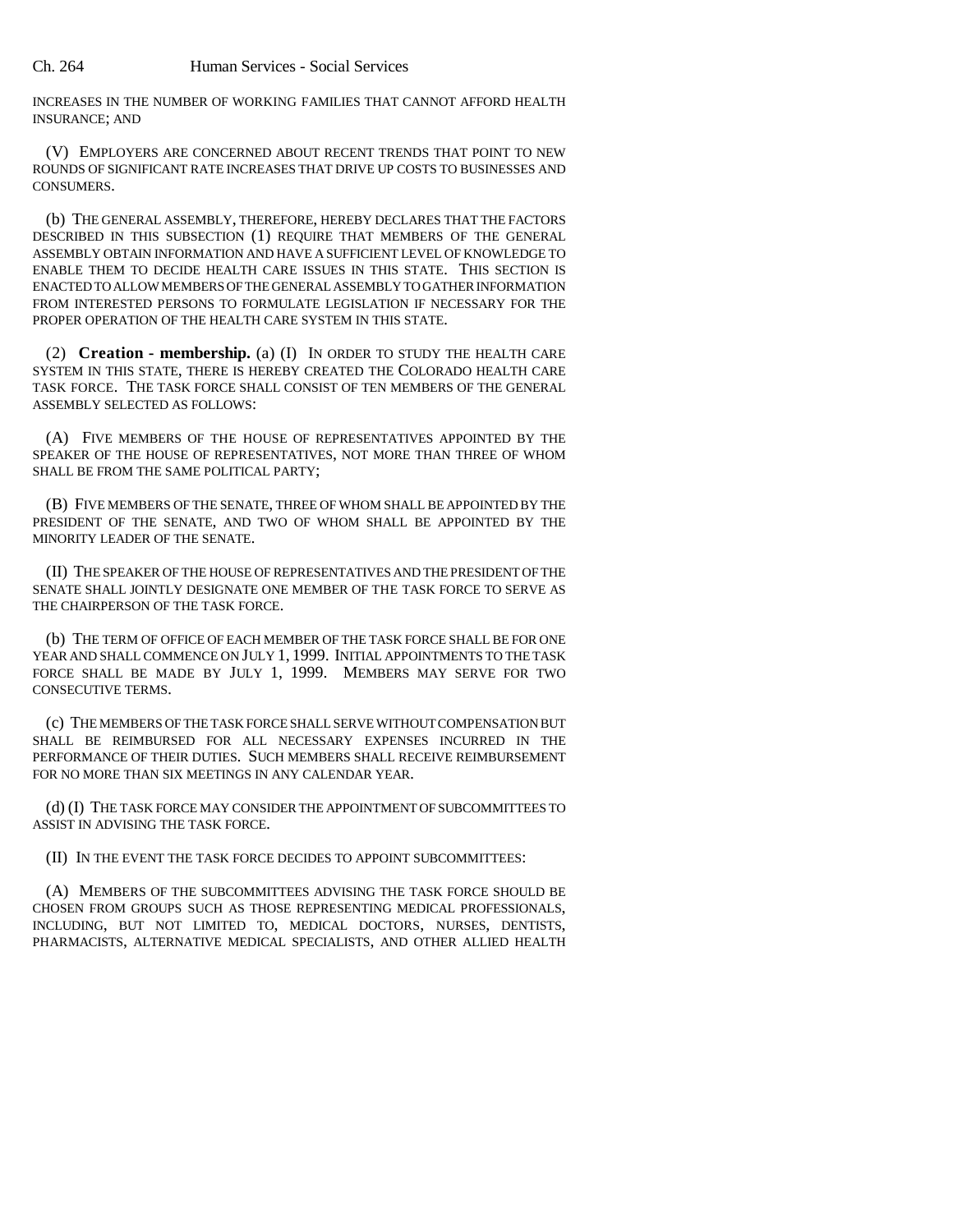INCREASES IN THE NUMBER OF WORKING FAMILIES THAT CANNOT AFFORD HEALTH INSURANCE; AND

(V) EMPLOYERS ARE CONCERNED ABOUT RECENT TRENDS THAT POINT TO NEW ROUNDS OF SIGNIFICANT RATE INCREASES THAT DRIVE UP COSTS TO BUSINESSES AND CONSUMERS.

(b) THE GENERAL ASSEMBLY, THEREFORE, HEREBY DECLARES THAT THE FACTORS DESCRIBED IN THIS SUBSECTION (1) REQUIRE THAT MEMBERS OF THE GENERAL ASSEMBLY OBTAIN INFORMATION AND HAVE A SUFFICIENT LEVEL OF KNOWLEDGE TO ENABLE THEM TO DECIDE HEALTH CARE ISSUES IN THIS STATE. THIS SECTION IS ENACTED TO ALLOW MEMBERS OF THE GENERAL ASSEMBLY TO GATHER INFORMATION FROM INTERESTED PERSONS TO FORMULATE LEGISLATION IF NECESSARY FOR THE PROPER OPERATION OF THE HEALTH CARE SYSTEM IN THIS STATE.

(2) **Creation - membership.** (a) (I) IN ORDER TO STUDY THE HEALTH CARE SYSTEM IN THIS STATE, THERE IS HEREBY CREATED THE COLORADO HEALTH CARE TASK FORCE. THE TASK FORCE SHALL CONSIST OF TEN MEMBERS OF THE GENERAL ASSEMBLY SELECTED AS FOLLOWS:

(A) FIVE MEMBERS OF THE HOUSE OF REPRESENTATIVES APPOINTED BY THE SPEAKER OF THE HOUSE OF REPRESENTATIVES, NOT MORE THAN THREE OF WHOM SHALL BE FROM THE SAME POLITICAL PARTY;

(B) FIVE MEMBERS OF THE SENATE, THREE OF WHOM SHALL BE APPOINTED BY THE PRESIDENT OF THE SENATE, AND TWO OF WHOM SHALL BE APPOINTED BY THE MINORITY LEADER OF THE SENATE.

(II) THE SPEAKER OF THE HOUSE OF REPRESENTATIVES AND THE PRESIDENT OF THE SENATE SHALL JOINTLY DESIGNATE ONE MEMBER OF THE TASK FORCE TO SERVE AS THE CHAIRPERSON OF THE TASK FORCE.

(b) THE TERM OF OFFICE OF EACH MEMBER OF THE TASK FORCE SHALL BE FOR ONE YEAR AND SHALL COMMENCE ON JULY 1, 1999. INITIAL APPOINTMENTS TO THE TASK FORCE SHALL BE MADE BY JULY 1, 1999. MEMBERS MAY SERVE FOR TWO CONSECUTIVE TERMS.

(c) THE MEMBERS OF THE TASK FORCE SHALL SERVE WITHOUT COMPENSATION BUT SHALL BE REIMBURSED FOR ALL NECESSARY EXPENSES INCURRED IN THE PERFORMANCE OF THEIR DUTIES. SUCH MEMBERS SHALL RECEIVE REIMBURSEMENT FOR NO MORE THAN SIX MEETINGS IN ANY CALENDAR YEAR.

(d) (I) THE TASK FORCE MAY CONSIDER THE APPOINTMENT OF SUBCOMMITTEES TO ASSIST IN ADVISING THE TASK FORCE.

(II) IN THE EVENT THE TASK FORCE DECIDES TO APPOINT SUBCOMMITTEES:

(A) MEMBERS OF THE SUBCOMMITTEES ADVISING THE TASK FORCE SHOULD BE CHOSEN FROM GROUPS SUCH AS THOSE REPRESENTING MEDICAL PROFESSIONALS, INCLUDING, BUT NOT LIMITED TO, MEDICAL DOCTORS, NURSES, DENTISTS, PHARMACISTS, ALTERNATIVE MEDICAL SPECIALISTS, AND OTHER ALLIED HEALTH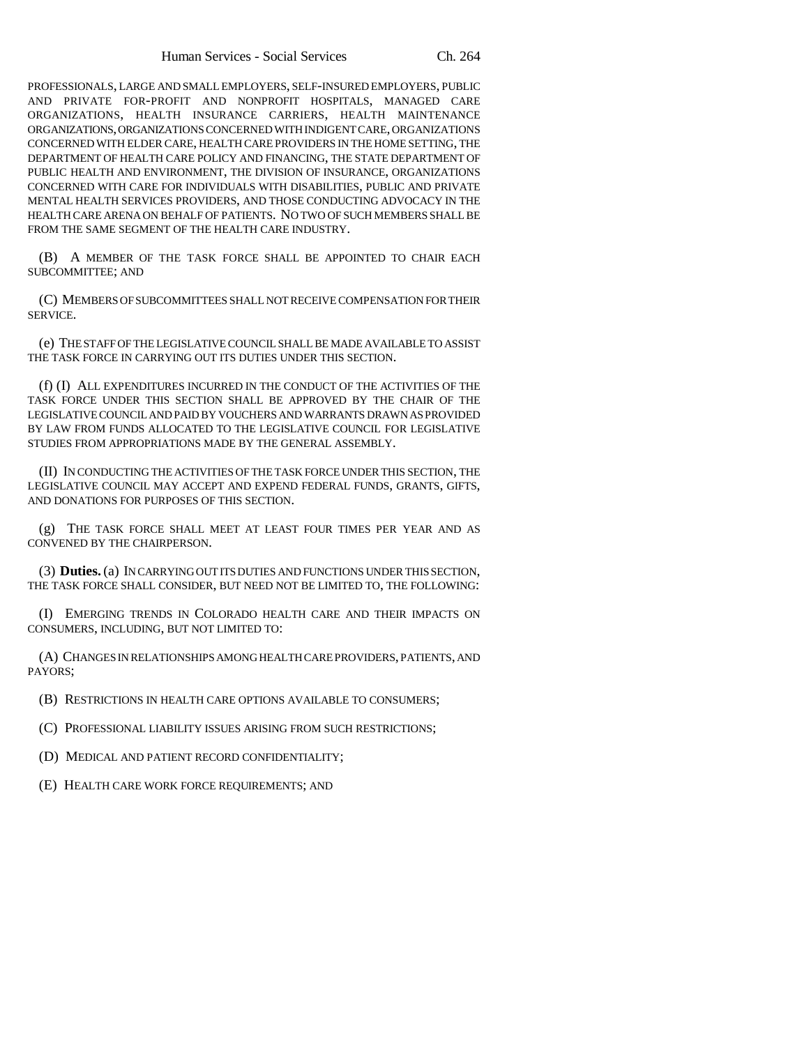PROFESSIONALS, LARGE AND SMALL EMPLOYERS, SELF-INSURED EMPLOYERS, PUBLIC AND PRIVATE FOR-PROFIT AND NONPROFIT HOSPITALS, MANAGED CARE ORGANIZATIONS, HEALTH INSURANCE CARRIERS, HEALTH MAINTENANCE ORGANIZATIONS, ORGANIZATIONS CONCERNED WITH INDIGENT CARE, ORGANIZATIONS CONCERNED WITH ELDER CARE, HEALTH CARE PROVIDERS IN THE HOME SETTING, THE DEPARTMENT OF HEALTH CARE POLICY AND FINANCING, THE STATE DEPARTMENT OF PUBLIC HEALTH AND ENVIRONMENT, THE DIVISION OF INSURANCE, ORGANIZATIONS CONCERNED WITH CARE FOR INDIVIDUALS WITH DISABILITIES, PUBLIC AND PRIVATE MENTAL HEALTH SERVICES PROVIDERS, AND THOSE CONDUCTING ADVOCACY IN THE HEALTH CARE ARENA ON BEHALF OF PATIENTS. NO TWO OF SUCH MEMBERS SHALL BE FROM THE SAME SEGMENT OF THE HEALTH CARE INDUSTRY.

(B) A MEMBER OF THE TASK FORCE SHALL BE APPOINTED TO CHAIR EACH SUBCOMMITTEE; AND

(C) MEMBERS OF SUBCOMMITTEES SHALL NOT RECEIVE COMPENSATION FOR THEIR SERVICE.

(e) THE STAFF OF THE LEGISLATIVE COUNCIL SHALL BE MADE AVAILABLE TO ASSIST THE TASK FORCE IN CARRYING OUT ITS DUTIES UNDER THIS SECTION.

(f) (I) ALL EXPENDITURES INCURRED IN THE CONDUCT OF THE ACTIVITIES OF THE TASK FORCE UNDER THIS SECTION SHALL BE APPROVED BY THE CHAIR OF THE LEGISLATIVE COUNCIL AND PAID BY VOUCHERS AND WARRANTS DRAWN AS PROVIDED BY LAW FROM FUNDS ALLOCATED TO THE LEGISLATIVE COUNCIL FOR LEGISLATIVE STUDIES FROM APPROPRIATIONS MADE BY THE GENERAL ASSEMBLY.

(II) IN CONDUCTING THE ACTIVITIES OF THE TASK FORCE UNDER THIS SECTION, THE LEGISLATIVE COUNCIL MAY ACCEPT AND EXPEND FEDERAL FUNDS, GRANTS, GIFTS, AND DONATIONS FOR PURPOSES OF THIS SECTION.

(g) THE TASK FORCE SHALL MEET AT LEAST FOUR TIMES PER YEAR AND AS CONVENED BY THE CHAIRPERSON.

(3) **Duties.** (a) IN CARRYING OUT ITS DUTIES AND FUNCTIONS UNDER THIS SECTION, THE TASK FORCE SHALL CONSIDER, BUT NEED NOT BE LIMITED TO, THE FOLLOWING:

(I) EMERGING TRENDS IN COLORADO HEALTH CARE AND THEIR IMPACTS ON CONSUMERS, INCLUDING, BUT NOT LIMITED TO:

(A) CHANGES IN RELATIONSHIPS AMONG HEALTH CARE PROVIDERS, PATIENTS, AND PAYORS;

(B) RESTRICTIONS IN HEALTH CARE OPTIONS AVAILABLE TO CONSUMERS;

(C) PROFESSIONAL LIABILITY ISSUES ARISING FROM SUCH RESTRICTIONS;

(D) MEDICAL AND PATIENT RECORD CONFIDENTIALITY;

(E) HEALTH CARE WORK FORCE REQUIREMENTS; AND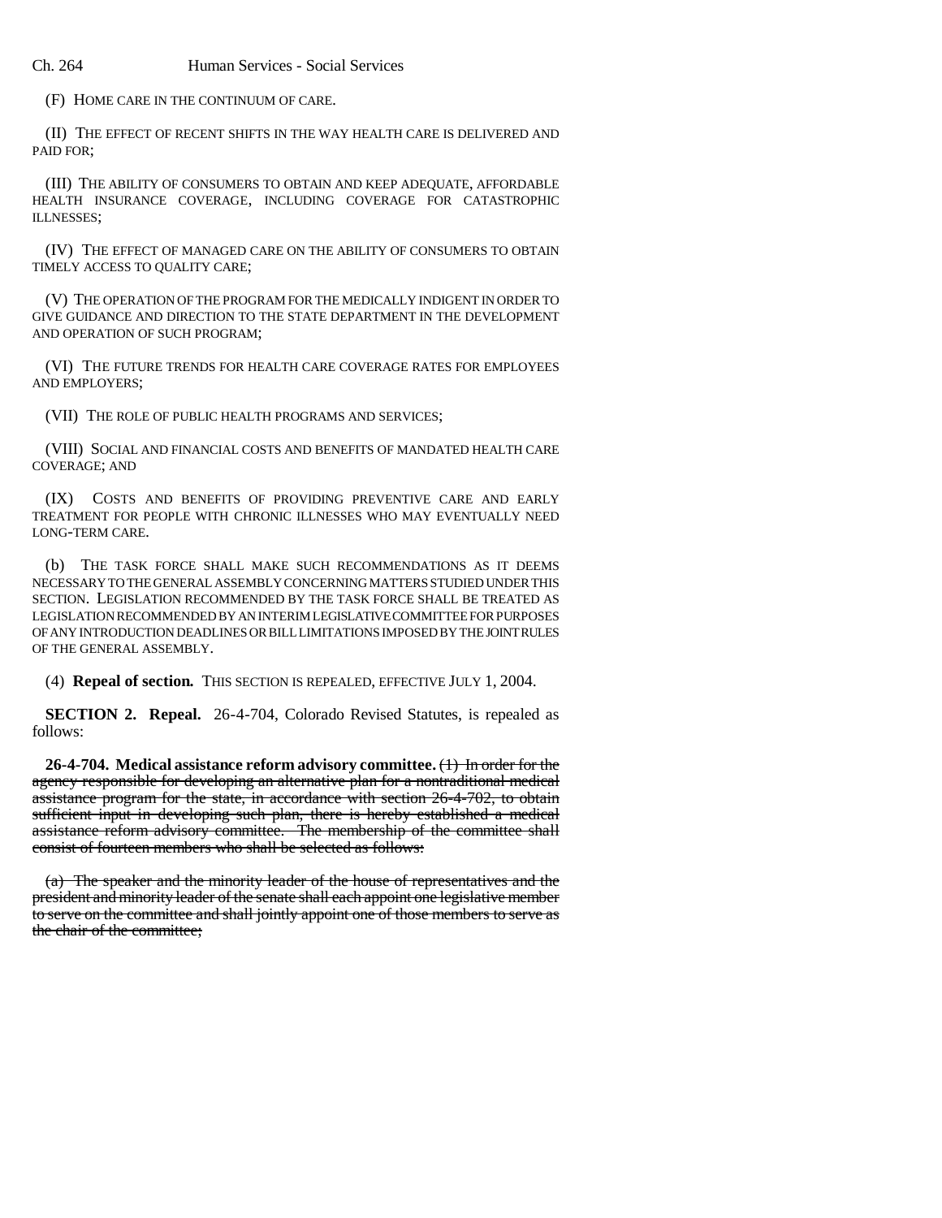(F) HOME CARE IN THE CONTINUUM OF CARE.

(II) THE EFFECT OF RECENT SHIFTS IN THE WAY HEALTH CARE IS DELIVERED AND PAID FOR;

(III) THE ABILITY OF CONSUMERS TO OBTAIN AND KEEP ADEQUATE, AFFORDABLE HEALTH INSURANCE COVERAGE, INCLUDING COVERAGE FOR CATASTROPHIC ILLNESSES;

(IV) THE EFFECT OF MANAGED CARE ON THE ABILITY OF CONSUMERS TO OBTAIN TIMELY ACCESS TO QUALITY CARE;

(V) THE OPERATION OF THE PROGRAM FOR THE MEDICALLY INDIGENT IN ORDER TO GIVE GUIDANCE AND DIRECTION TO THE STATE DEPARTMENT IN THE DEVELOPMENT AND OPERATION OF SUCH PROGRAM;

(VI) THE FUTURE TRENDS FOR HEALTH CARE COVERAGE RATES FOR EMPLOYEES AND EMPLOYERS;

(VII) THE ROLE OF PUBLIC HEALTH PROGRAMS AND SERVICES;

(VIII) SOCIAL AND FINANCIAL COSTS AND BENEFITS OF MANDATED HEALTH CARE COVERAGE; AND

(IX) COSTS AND BENEFITS OF PROVIDING PREVENTIVE CARE AND EARLY TREATMENT FOR PEOPLE WITH CHRONIC ILLNESSES WHO MAY EVENTUALLY NEED LONG-TERM CARE.

(b) THE TASK FORCE SHALL MAKE SUCH RECOMMENDATIONS AS IT DEEMS NECESSARY TO THE GENERAL ASSEMBLY CONCERNING MATTERS STUDIED UNDER THIS SECTION. LEGISLATION RECOMMENDED BY THE TASK FORCE SHALL BE TREATED AS LEGISLATION RECOMMENDED BY AN INTERIM LEGISLATIVE COMMITTEE FOR PURPOSES OF ANY INTRODUCTION DEADLINES OR BILL LIMITATIONS IMPOSED BY THE JOINT RULES OF THE GENERAL ASSEMBLY.

(4) **Repeal of section.** THIS SECTION IS REPEALED, EFFECTIVE JULY 1, 2004.

**SECTION 2. Repeal.** 26-4-704, Colorado Revised Statutes, is repealed as follows:

**26-4-704. Medical assistance reform advisory committee.** ~~(1) In order for the agency responsible for developing an alternative plan for a nontraditional medical assistance program for the state, in accordance with section 26-4-702, to obtain sufficient input in developing such plan, there is hereby established a medical assistance reform advisory committee. The membership of the committee shall consist of fourteen members who shall be selected as follows:~~

~~(a) The speaker and the minority leader of the house of representatives and the president and minority leader of the senate shall each appoint one legislative member to serve on the committee and shall jointly appoint one of those members to serve as the chair of the committee;~~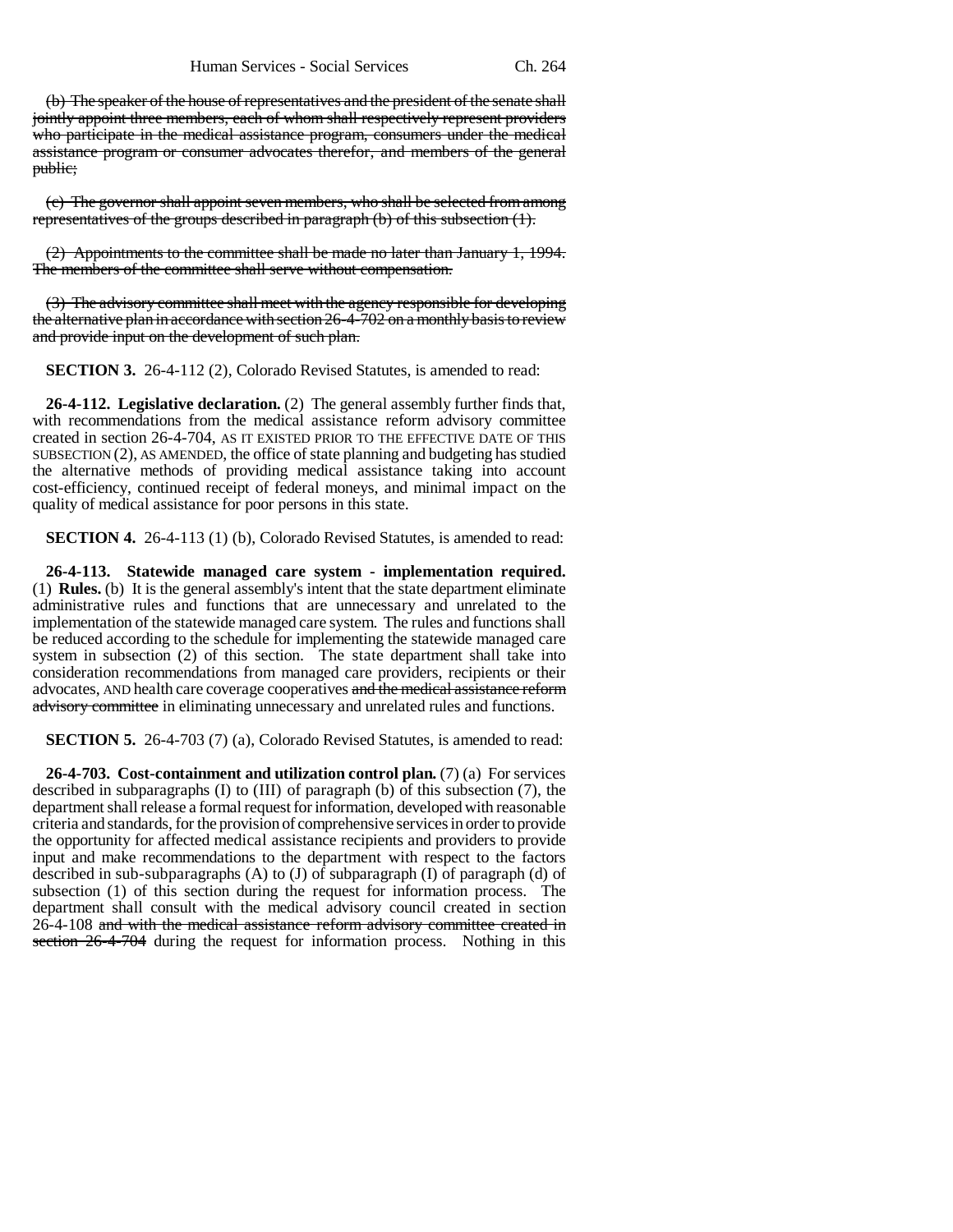~~(b) The speaker of the house of representatives and the president of the senate shall jointly appoint three members, each of whom shall respectively represent providers who participate in the medical assistance program, consumers under the medical assistance program or consumer advocates therefor, and members of the general public;~~

~~(c) The governor shall appoint seven members, who shall be selected from among representatives of the groups described in paragraph (b) of this subsection (1).~~

~~(2) Appointments to the committee shall be made no later than January 1, 1994. The members of the committee shall serve without compensation.~~

~~(3) The advisory committee shall meet with the agency responsible for developing the alternative plan in accordance with section 26-4-702 on a monthly basis to review and provide input on the development of such plan.~~

**SECTION 3.** 26-4-112 (2), Colorado Revised Statutes, is amended to read:

**26-4-112. Legislative declaration.** (2) The general assembly further finds that, with recommendations from the medical assistance reform advisory committee created in section 26-4-704, AS IT EXISTED PRIOR TO THE EFFECTIVE DATE OF THIS SUBSECTION (2), AS AMENDED, the office of state planning and budgeting has studied the alternative methods of providing medical assistance taking into account cost-efficiency, continued receipt of federal moneys, and minimal impact on the quality of medical assistance for poor persons in this state.

**SECTION 4.** 26-4-113 (1) (b), Colorado Revised Statutes, is amended to read:

**26-4-113. Statewide managed care system - implementation required.** (1) **Rules.** (b) It is the general assembly's intent that the state department eliminate administrative rules and functions that are unnecessary and unrelated to the implementation of the statewide managed care system. The rules and functions shall be reduced according to the schedule for implementing the statewide managed care system in subsection (2) of this section. The state department shall take into consideration recommendations from managed care providers, recipients or their advocates, AND health care coverage cooperatives ~~and the medical assistance reform advisory committee~~ in eliminating unnecessary and unrelated rules and functions.

**SECTION 5.** 26-4-703 (7) (a), Colorado Revised Statutes, is amended to read:

**26-4-703. Cost-containment and utilization control plan.** (7) (a) For services described in subparagraphs (I) to (III) of paragraph (b) of this subsection (7), the department shall release a formal request for information, developed with reasonable criteria and standards, for the provision of comprehensive services in order to provide the opportunity for affected medical assistance recipients and providers to provide input and make recommendations to the department with respect to the factors described in sub-subparagraphs (A) to (J) of subparagraph (I) of paragraph (d) of subsection (1) of this section during the request for information process. The department shall consult with the medical advisory council created in section 26-4-108 ~~and with the medical assistance reform advisory committee created in section 26-4-704~~ during the request for information process. Nothing in this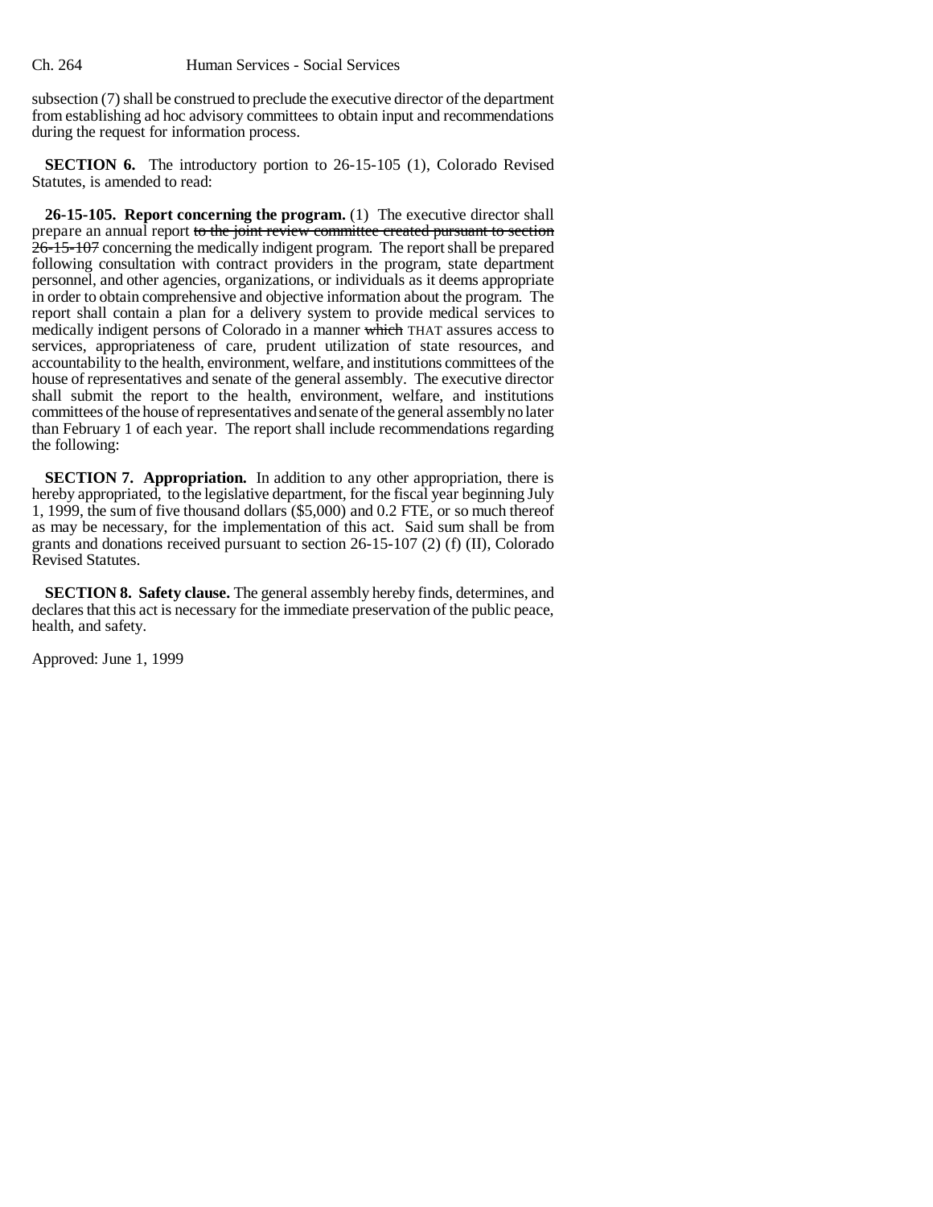subsection (7) shall be construed to preclude the executive director of the department from establishing ad hoc advisory committees to obtain input and recommendations during the request for information process.

**SECTION 6.** The introductory portion to 26-15-105 (1), Colorado Revised Statutes, is amended to read:

**26-15-105. Report concerning the program.** (1) The executive director shall prepare an annual report ~~to the joint review committee created pursuant to section 26-15-107~~ concerning the medically indigent program. The report shall be prepared following consultation with contract providers in the program, state department personnel, and other agencies, organizations, or individuals as it deems appropriate in order to obtain comprehensive and objective information about the program. The report shall contain a plan for a delivery system to provide medical services to medically indigent persons of Colorado in a manner ~~which~~ THAT assures access to services, appropriateness of care, prudent utilization of state resources, and accountability to the health, environment, welfare, and institutions committees of the house of representatives and senate of the general assembly. The executive director shall submit the report to the health, environment, welfare, and institutions committees of the house of representatives and senate of the general assembly no later than February 1 of each year. The report shall include recommendations regarding the following:

**SECTION 7. Appropriation.** In addition to any other appropriation, there is hereby appropriated, to the legislative department, for the fiscal year beginning July 1, 1999, the sum of five thousand dollars ($5,000) and 0.2 FTE, or so much thereof as may be necessary, for the implementation of this act. Said sum shall be from grants and donations received pursuant to section 26-15-107 (2) (f) (II), Colorado Revised Statutes.

**SECTION 8. Safety clause.** The general assembly hereby finds, determines, and declares that this act is necessary for the immediate preservation of the public peace, health, and safety.

Approved: June 1, 1999